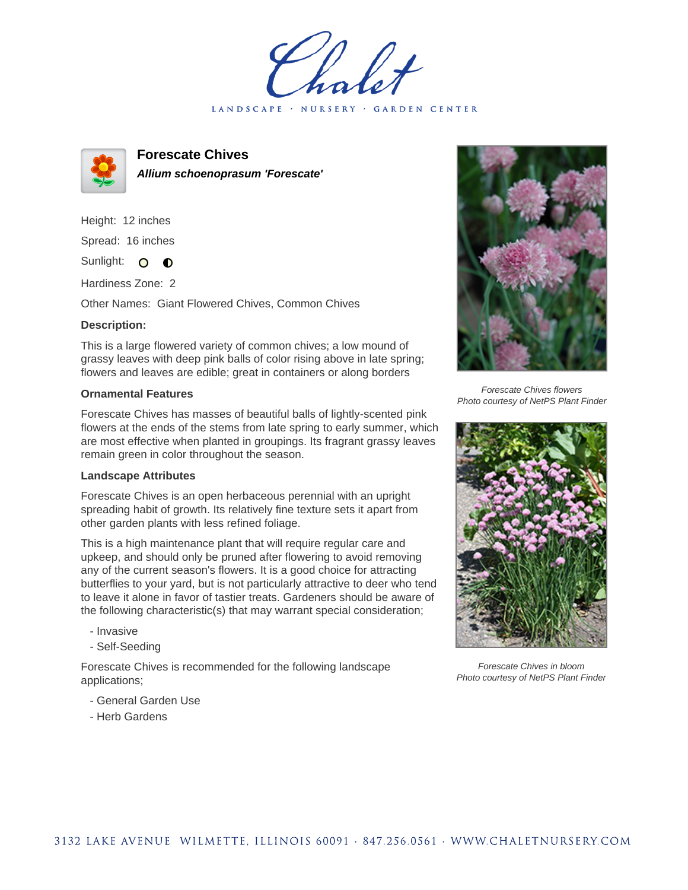Chalet

LANDSCAPE · NURSERY · GARDEN CENTER

# Forescate Chives

***Allium schoenoprasum 'Forescate'***

Height: 12 inches

Spread: 16 inches

Sunlight: ○ ◐

Hardiness Zone: 2

Other Names: Giant Flowered Chives, Common Chives

**Description:**

This is a large flowered variety of common chives; a low mound of grassy leaves with deep pink balls of color rising above in late spring; flowers and leaves are edible; great in containers or along borders

### Ornamental Features

Forescate Chives has masses of beautiful balls of lightly-scented pink flowers at the ends of the stems from late spring to early summer, which are most effective when planted in groupings. Its fragrant grassy leaves remain green in color throughout the season.

### Landscape Attributes

Forescate Chives is an open herbaceous perennial with an upright spreading habit of growth. Its relatively fine texture sets it apart from other garden plants with less refined foliage.

This is a high maintenance plant that will require regular care and upkeep, and should only be pruned after flowering to avoid removing any of the current season's flowers. It is a good choice for attracting butterflies to your yard, but is not particularly attractive to deer who tend to leave it alone in favor of tastier treats. Gardeners should be aware of the following characteristic(s) that may warrant special consideration;

- Invasive
- Self-Seeding

Forescate Chives is recommended for the following landscape applications;

- General Garden Use
- Herb Gardens

*Forescate Chives flowers*
*Photo courtesy of NetPS Plant Finder*

*Forescate Chives in bloom*
*Photo courtesy of NetPS Plant Finder*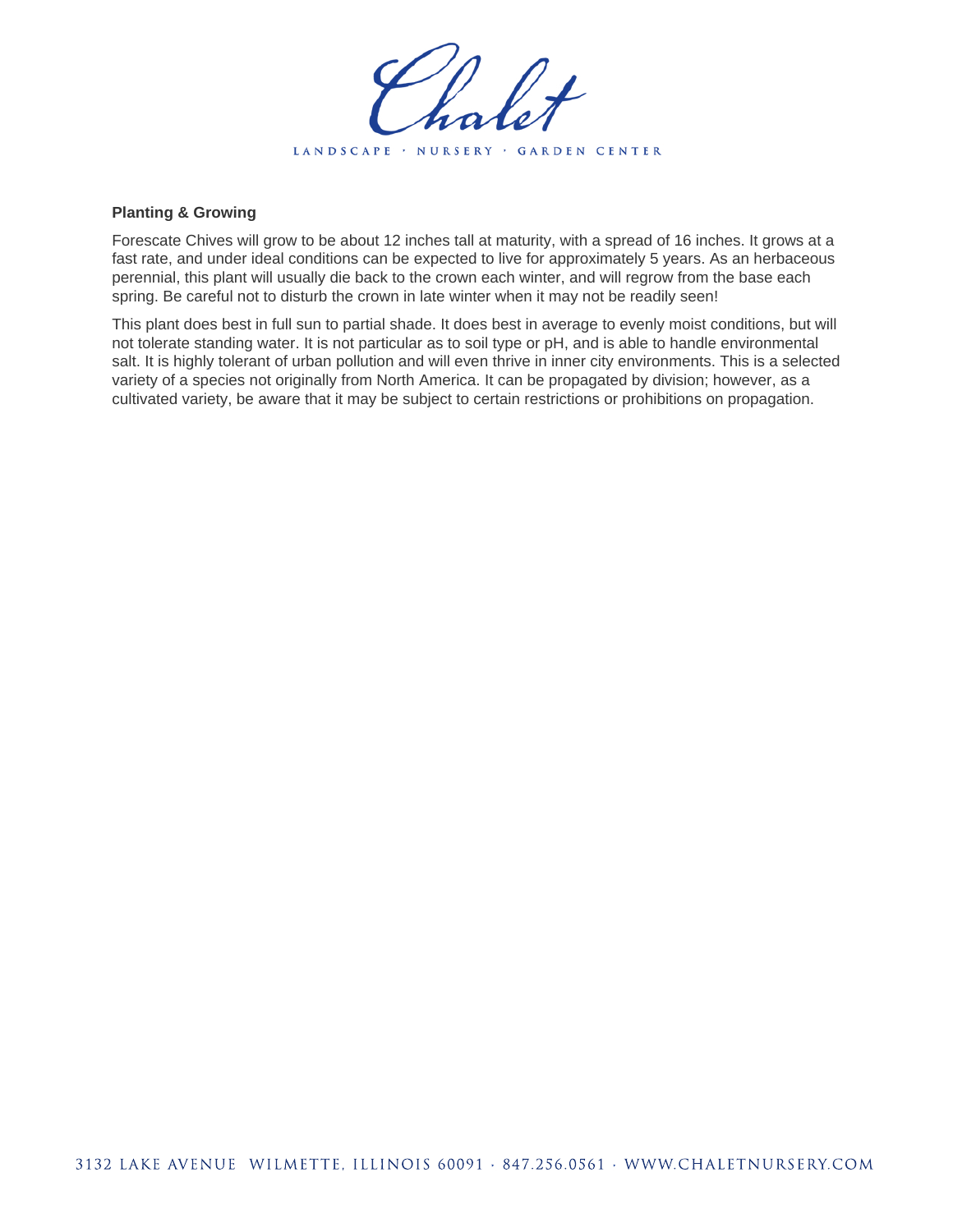**Planting & Growing**

Forescate Chives will grow to be about 12 inches tall at maturity, with a spread of 16 inches. It grows at a fast rate, and under ideal conditions can be expected to live for approximately 5 years. As an herbaceous perennial, this plant will usually die back to the crown each winter, and will regrow from the base each spring. Be careful not to disturb the crown in late winter when it may not be readily seen!

This plant does best in full sun to partial shade. It does best in average to evenly moist conditions, but will not tolerate standing water. It is not particular as to soil type or pH, and is able to handle environmental salt. It is highly tolerant of urban pollution and will even thrive in inner city environments. This is a selected variety of a species not originally from North America. It can be propagated by division; however, as a cultivated variety, be aware that it may be subject to certain restrictions or prohibitions on propagation.